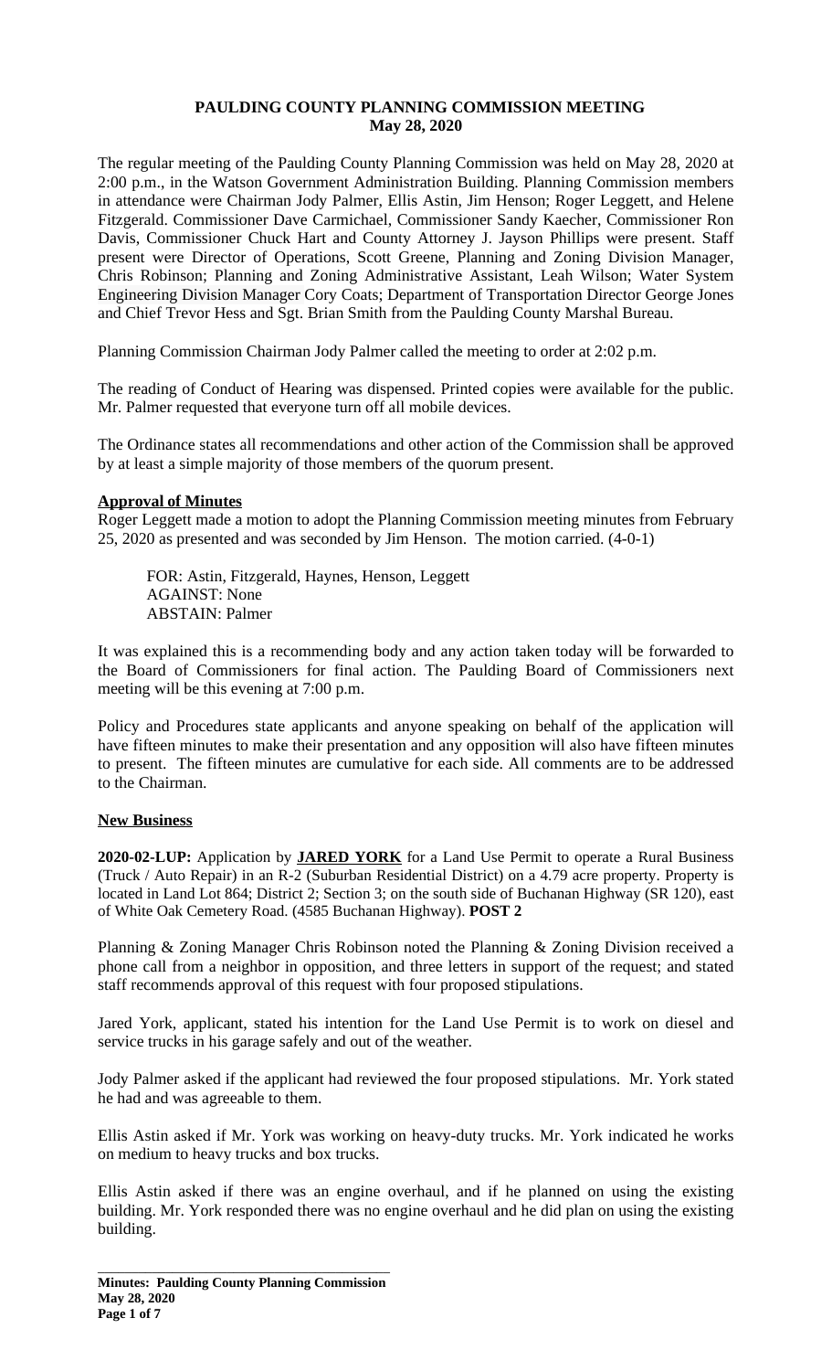# PAULDING COUNTY PLANNING COMMISSION MEETING
## May 28, 2020

The regular meeting of the Paulding County Planning Commission was held on May 28, 2020 at 2:00 p.m., in the Watson Government Administration Building. Planning Commission members in attendance were Chairman Jody Palmer, Ellis Astin, Jim Henson; Roger Leggett, and Helene Fitzgerald. Commissioner Dave Carmichael, Commissioner Sandy Kaecher, Commissioner Ron Davis, Commissioner Chuck Hart and County Attorney J. Jayson Phillips were present. Staff present were Director of Operations, Scott Greene, Planning and Zoning Division Manager, Chris Robinson; Planning and Zoning Administrative Assistant, Leah Wilson; Water System Engineering Division Manager Cory Coats; Department of Transportation Director George Jones and Chief Trevor Hess and Sgt. Brian Smith from the Paulding County Marshal Bureau.

Planning Commission Chairman Jody Palmer called the meeting to order at 2:02 p.m.

The reading of Conduct of Hearing was dispensed. Printed copies were available for the public. Mr. Palmer requested that everyone turn off all mobile devices.

The Ordinance states all recommendations and other action of the Commission shall be approved by at least a simple majority of those members of the quorum present.

**Approval of Minutes**

Roger Leggett made a motion to adopt the Planning Commission meeting minutes from February 25, 2020 as presented and was seconded by Jim Henson. The motion carried. (4-0-1)

FOR: Astin, Fitzgerald, Haynes, Henson, Leggett
AGAINST: None
ABSTAIN: Palmer

It was explained this is a recommending body and any action taken today will be forwarded to the Board of Commissioners for final action. The Paulding Board of Commissioners next meeting will be this evening at 7:00 p.m.

Policy and Procedures state applicants and anyone speaking on behalf of the application will have fifteen minutes to make their presentation and any opposition will also have fifteen minutes to present. The fifteen minutes are cumulative for each side. All comments are to be addressed to the Chairman.

**New Business**

**2020-02-LUP:** Application by **JARED YORK** for a Land Use Permit to operate a Rural Business (Truck / Auto Repair) in an R-2 (Suburban Residential District) on a 4.79 acre property. Property is located in Land Lot 864; District 2; Section 3; on the south side of Buchanan Highway (SR 120), east of White Oak Cemetery Road. (4585 Buchanan Highway). **POST 2**

Planning & Zoning Manager Chris Robinson noted the Planning & Zoning Division received a phone call from a neighbor in opposition, and three letters in support of the request; and stated staff recommends approval of this request with four proposed stipulations.

Jared York, applicant, stated his intention for the Land Use Permit is to work on diesel and service trucks in his garage safely and out of the weather.

Jody Palmer asked if the applicant had reviewed the four proposed stipulations. Mr. York stated he had and was agreeable to them.

Ellis Astin asked if Mr. York was working on heavy-duty trucks. Mr. York indicated he works on medium to heavy trucks and box trucks.

Ellis Astin asked if there was an engine overhaul, and if he planned on using the existing building. Mr. York responded there was no engine overhaul and he did plan on using the existing building.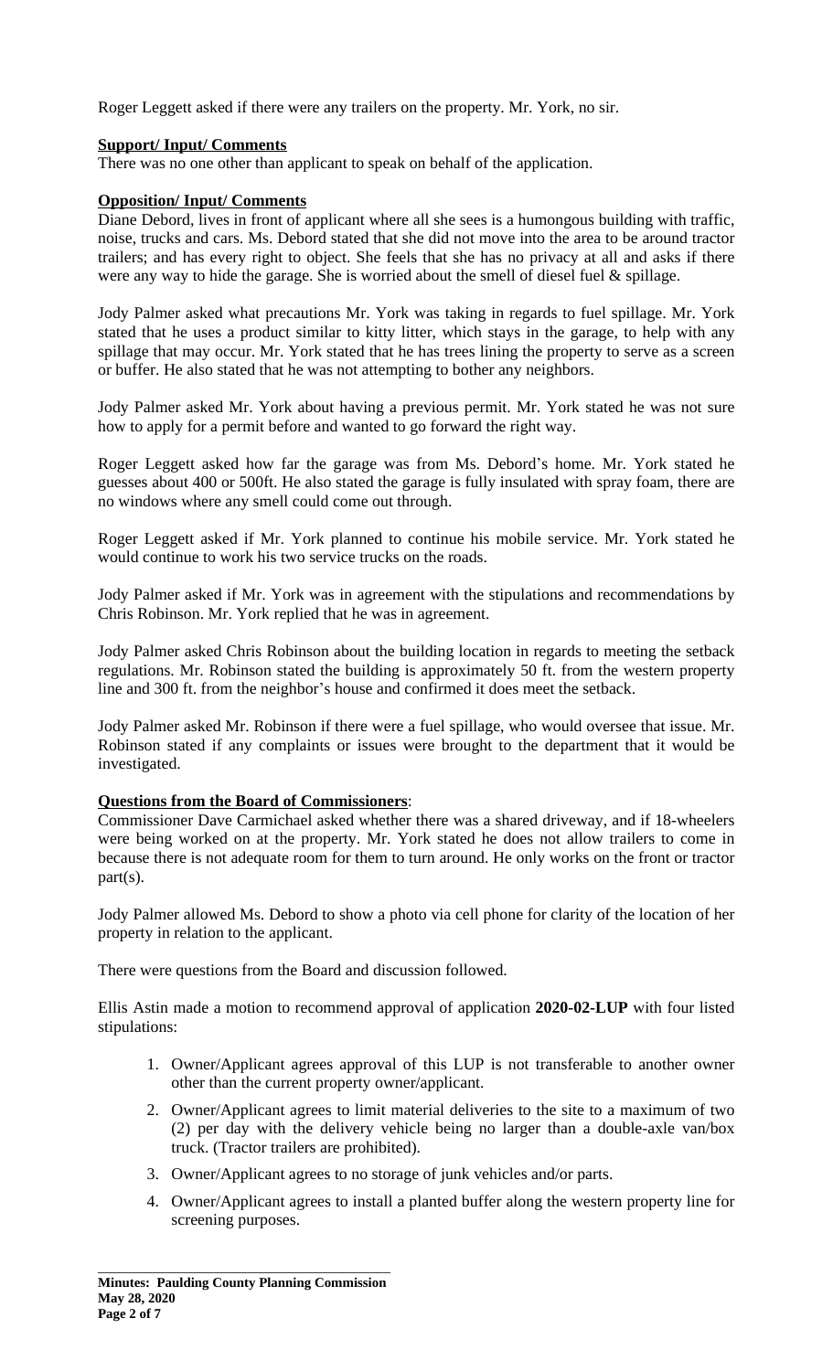Roger Leggett asked if there were any trailers on the property. Mr. York, no sir.

**Support/ Input/ Comments**

There was no one other than applicant to speak on behalf of the application.

**Opposition/ Input/ Comments**

Diane Debord, lives in front of applicant where all she sees is a humongous building with traffic, noise, trucks and cars. Ms. Debord stated that she did not move into the area to be around tractor trailers; and has every right to object. She feels that she has no privacy at all and asks if there were any way to hide the garage. She is worried about the smell of diesel fuel & spillage.

Jody Palmer asked what precautions Mr. York was taking in regards to fuel spillage. Mr. York stated that he uses a product similar to kitty litter, which stays in the garage, to help with any spillage that may occur. Mr. York stated that he has trees lining the property to serve as a screen or buffer. He also stated that he was not attempting to bother any neighbors.

Jody Palmer asked Mr. York about having a previous permit. Mr. York stated he was not sure how to apply for a permit before and wanted to go forward the right way.

Roger Leggett asked how far the garage was from Ms. Debord's home. Mr. York stated he guesses about 400 or 500ft. He also stated the garage is fully insulated with spray foam, there are no windows where any smell could come out through.

Roger Leggett asked if Mr. York planned to continue his mobile service. Mr. York stated he would continue to work his two service trucks on the roads.

Jody Palmer asked if Mr. York was in agreement with the stipulations and recommendations by Chris Robinson. Mr. York replied that he was in agreement.

Jody Palmer asked Chris Robinson about the building location in regards to meeting the setback regulations. Mr. Robinson stated the building is approximately 50 ft. from the western property line and 300 ft. from the neighbor's house and confirmed it does meet the setback.

Jody Palmer asked Mr. Robinson if there were a fuel spillage, who would oversee that issue. Mr. Robinson stated if any complaints or issues were brought to the department that it would be investigated.

**Questions from the Board of Commissioners**:

Commissioner Dave Carmichael asked whether there was a shared driveway, and if 18-wheelers were being worked on at the property. Mr. York stated he does not allow trailers to come in because there is not adequate room for them to turn around. He only works on the front or tractor part(s).

Jody Palmer allowed Ms. Debord to show a photo via cell phone for clarity of the location of her property in relation to the applicant.

There were questions from the Board and discussion followed.

Ellis Astin made a motion to recommend approval of application **2020-02-LUP** with four listed stipulations:

1. Owner/Applicant agrees approval of this LUP is not transferable to another owner other than the current property owner/applicant.
2. Owner/Applicant agrees to limit material deliveries to the site to a maximum of two (2) per day with the delivery vehicle being no larger than a double-axle van/box truck. (Tractor trailers are prohibited).
3. Owner/Applicant agrees to no storage of junk vehicles and/or parts.
4. Owner/Applicant agrees to install a planted buffer along the western property line for screening purposes.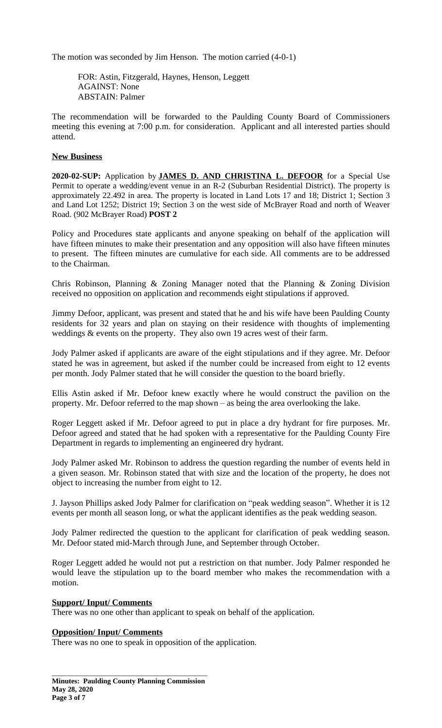The motion was seconded by Jim Henson. The motion carried (4-0-1)

FOR: Astin, Fitzgerald, Haynes, Henson, Leggett
AGAINST: None
ABSTAIN: Palmer

The recommendation will be forwarded to the Paulding County Board of Commissioners meeting this evening at 7:00 p.m. for consideration. Applicant and all interested parties should attend.

**New Business**

**2020-02-SUP:** Application by **JAMES D. AND CHRISTINA L. DEFOOR** for a Special Use Permit to operate a wedding/event venue in an R-2 (Suburban Residential District). The property is approximately 22.492 in area. The property is located in Land Lots 17 and 18; District 1; Section 3 and Land Lot 1252; District 19; Section 3 on the west side of McBrayer Road and north of Weaver Road. (902 McBrayer Road) **POST 2**

Policy and Procedures state applicants and anyone speaking on behalf of the application will have fifteen minutes to make their presentation and any opposition will also have fifteen minutes to present. The fifteen minutes are cumulative for each side. All comments are to be addressed to the Chairman.

Chris Robinson, Planning & Zoning Manager noted that the Planning & Zoning Division received no opposition on application and recommends eight stipulations if approved.

Jimmy Defoor, applicant, was present and stated that he and his wife have been Paulding County residents for 32 years and plan on staying on their residence with thoughts of implementing weddings & events on the property. They also own 19 acres west of their farm.

Jody Palmer asked if applicants are aware of the eight stipulations and if they agree. Mr. Defoor stated he was in agreement, but asked if the number could be increased from eight to 12 events per month. Jody Palmer stated that he will consider the question to the board briefly.

Ellis Astin asked if Mr. Defoor knew exactly where he would construct the pavilion on the property. Mr. Defoor referred to the map shown – as being the area overlooking the lake.

Roger Leggett asked if Mr. Defoor agreed to put in place a dry hydrant for fire purposes. Mr. Defoor agreed and stated that he had spoken with a representative for the Paulding County Fire Department in regards to implementing an engineered dry hydrant.

Jody Palmer asked Mr. Robinson to address the question regarding the number of events held in a given season. Mr. Robinson stated that with size and the location of the property, he does not object to increasing the number from eight to 12.

J. Jayson Phillips asked Jody Palmer for clarification on "peak wedding season". Whether it is 12 events per month all season long, or what the applicant identifies as the peak wedding season.

Jody Palmer redirected the question to the applicant for clarification of peak wedding season. Mr. Defoor stated mid-March through June, and September through October.

Roger Leggett added he would not put a restriction on that number. Jody Palmer responded he would leave the stipulation up to the board member who makes the recommendation with a motion.

**Support/ Input/ Comments**

There was no one other than applicant to speak on behalf of the application.

**Opposition/ Input/ Comments**

There was no one to speak in opposition of the application.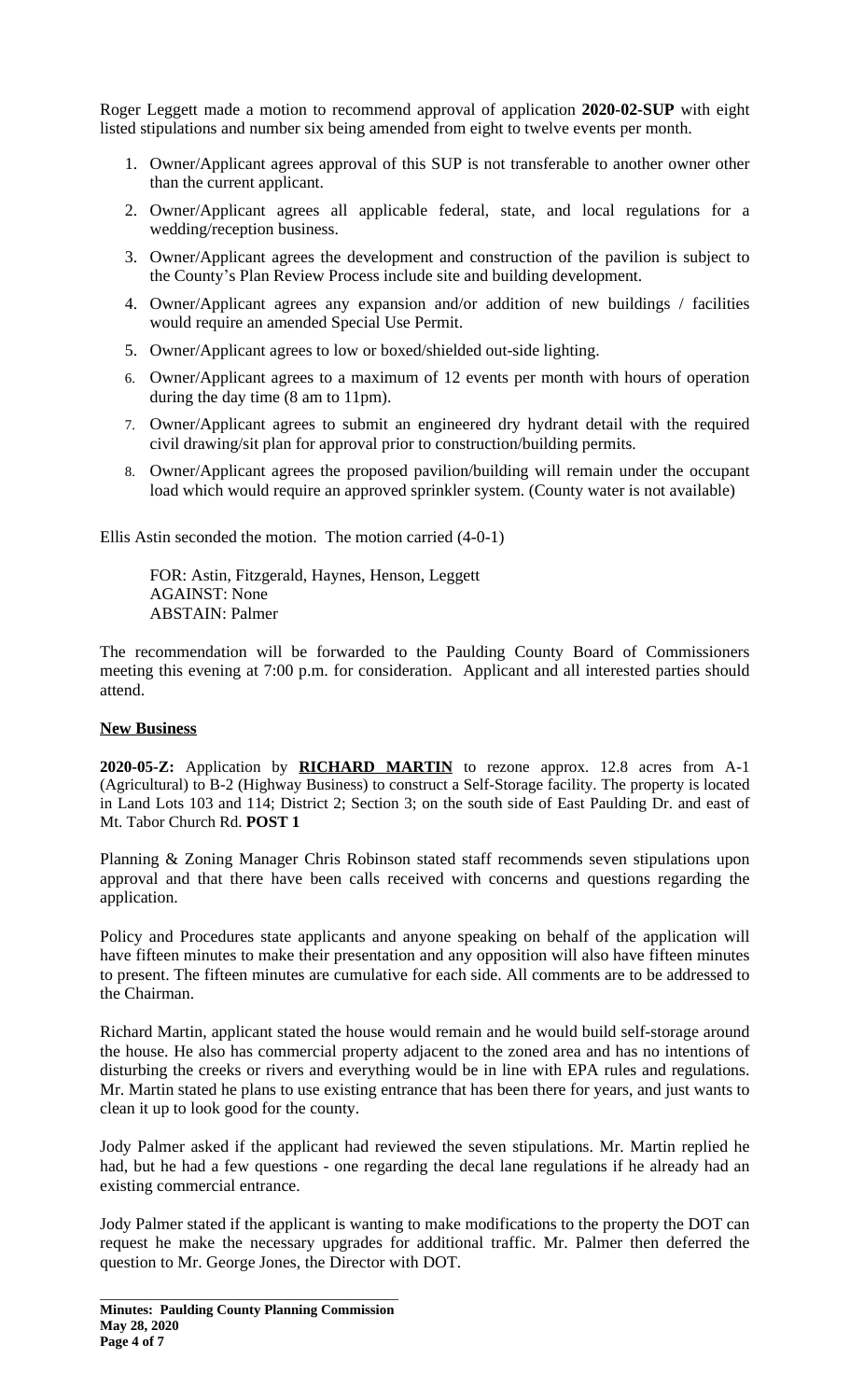Roger Leggett made a motion to recommend approval of application **2020-02-SUP** with eight listed stipulations and number six being amended from eight to twelve events per month.

1. Owner/Applicant agrees approval of this SUP is not transferable to another owner other than the current applicant.
2. Owner/Applicant agrees all applicable federal, state, and local regulations for a wedding/reception business.
3. Owner/Applicant agrees the development and construction of the pavilion is subject to the County's Plan Review Process include site and building development.
4. Owner/Applicant agrees any expansion and/or addition of new buildings / facilities would require an amended Special Use Permit.
5. Owner/Applicant agrees to low or boxed/shielded out-side lighting.
6. Owner/Applicant agrees to a maximum of 12 events per month with hours of operation during the day time (8 am to 11pm).
7. Owner/Applicant agrees to submit an engineered dry hydrant detail with the required civil drawing/sit plan for approval prior to construction/building permits.
8. Owner/Applicant agrees the proposed pavilion/building will remain under the occupant load which would require an approved sprinkler system. (County water is not available)

Ellis Astin seconded the motion. The motion carried (4-0-1)

FOR: Astin, Fitzgerald, Haynes, Henson, Leggett
AGAINST: None
ABSTAIN: Palmer

The recommendation will be forwarded to the Paulding County Board of Commissioners meeting this evening at 7:00 p.m. for consideration. Applicant and all interested parties should attend.

**New Business**

**2020-05-Z:** Application by **RICHARD MARTIN** to rezone approx. 12.8 acres from A-1 (Agricultural) to B-2 (Highway Business) to construct a Self-Storage facility. The property is located in Land Lots 103 and 114; District 2; Section 3; on the south side of East Paulding Dr. and east of Mt. Tabor Church Rd. **POST 1**

Planning & Zoning Manager Chris Robinson stated staff recommends seven stipulations upon approval and that there have been calls received with concerns and questions regarding the application.

Policy and Procedures state applicants and anyone speaking on behalf of the application will have fifteen minutes to make their presentation and any opposition will also have fifteen minutes to present. The fifteen minutes are cumulative for each side. All comments are to be addressed to the Chairman.

Richard Martin, applicant stated the house would remain and he would build self-storage around the house. He also has commercial property adjacent to the zoned area and has no intentions of disturbing the creeks or rivers and everything would be in line with EPA rules and regulations. Mr. Martin stated he plans to use existing entrance that has been there for years, and just wants to clean it up to look good for the county.

Jody Palmer asked if the applicant had reviewed the seven stipulations. Mr. Martin replied he had, but he had a few questions - one regarding the decal lane regulations if he already had an existing commercial entrance.

Jody Palmer stated if the applicant is wanting to make modifications to the property the DOT can request he make the necessary upgrades for additional traffic. Mr. Palmer then deferred the question to Mr. George Jones, the Director with DOT.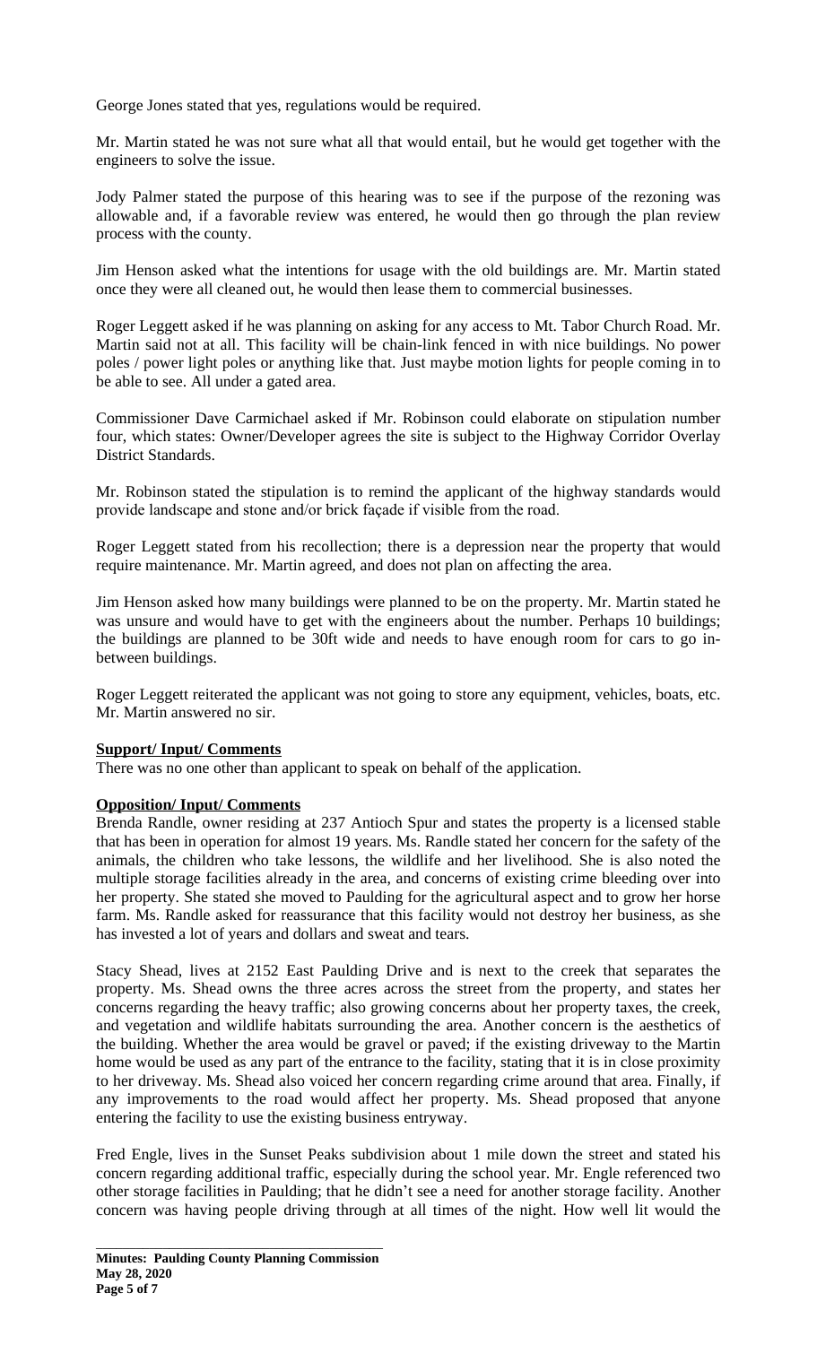George Jones stated that yes, regulations would be required.

Mr. Martin stated he was not sure what all that would entail, but he would get together with the engineers to solve the issue.

Jody Palmer stated the purpose of this hearing was to see if the purpose of the rezoning was allowable and, if a favorable review was entered, he would then go through the plan review process with the county.

Jim Henson asked what the intentions for usage with the old buildings are. Mr. Martin stated once they were all cleaned out, he would then lease them to commercial businesses.

Roger Leggett asked if he was planning on asking for any access to Mt. Tabor Church Road. Mr. Martin said not at all. This facility will be chain-link fenced in with nice buildings. No power poles / power light poles or anything like that. Just maybe motion lights for people coming in to be able to see. All under a gated area.

Commissioner Dave Carmichael asked if Mr. Robinson could elaborate on stipulation number four, which states: Owner/Developer agrees the site is subject to the Highway Corridor Overlay District Standards.

Mr. Robinson stated the stipulation is to remind the applicant of the highway standards would provide landscape and stone and/or brick façade if visible from the road.

Roger Leggett stated from his recollection; there is a depression near the property that would require maintenance. Mr. Martin agreed, and does not plan on affecting the area.

Jim Henson asked how many buildings were planned to be on the property. Mr. Martin stated he was unsure and would have to get with the engineers about the number. Perhaps 10 buildings; the buildings are planned to be 30ft wide and needs to have enough room for cars to go in-between buildings.

Roger Leggett reiterated the applicant was not going to store any equipment, vehicles, boats, etc. Mr. Martin answered no sir.

**Support/ Input/ Comments**

There was no one other than applicant to speak on behalf of the application.

**Opposition/ Input/ Comments**

Brenda Randle, owner residing at 237 Antioch Spur and states the property is a licensed stable that has been in operation for almost 19 years. Ms. Randle stated her concern for the safety of the animals, the children who take lessons, the wildlife and her livelihood. She is also noted the multiple storage facilities already in the area, and concerns of existing crime bleeding over into her property. She stated she moved to Paulding for the agricultural aspect and to grow her horse farm. Ms. Randle asked for reassurance that this facility would not destroy her business, as she has invested a lot of years and dollars and sweat and tears.

Stacy Shead, lives at 2152 East Paulding Drive and is next to the creek that separates the property. Ms. Shead owns the three acres across the street from the property, and states her concerns regarding the heavy traffic; also growing concerns about her property taxes, the creek, and vegetation and wildlife habitats surrounding the area. Another concern is the aesthetics of the building. Whether the area would be gravel or paved; if the existing driveway to the Martin home would be used as any part of the entrance to the facility, stating that it is in close proximity to her driveway. Ms. Shead also voiced her concern regarding crime around that area. Finally, if any improvements to the road would affect her property. Ms. Shead proposed that anyone entering the facility to use the existing business entryway.

Fred Engle, lives in the Sunset Peaks subdivision about 1 mile down the street and stated his concern regarding additional traffic, especially during the school year. Mr. Engle referenced two other storage facilities in Paulding; that he didn't see a need for another storage facility. Another concern was having people driving through at all times of the night. How well lit would the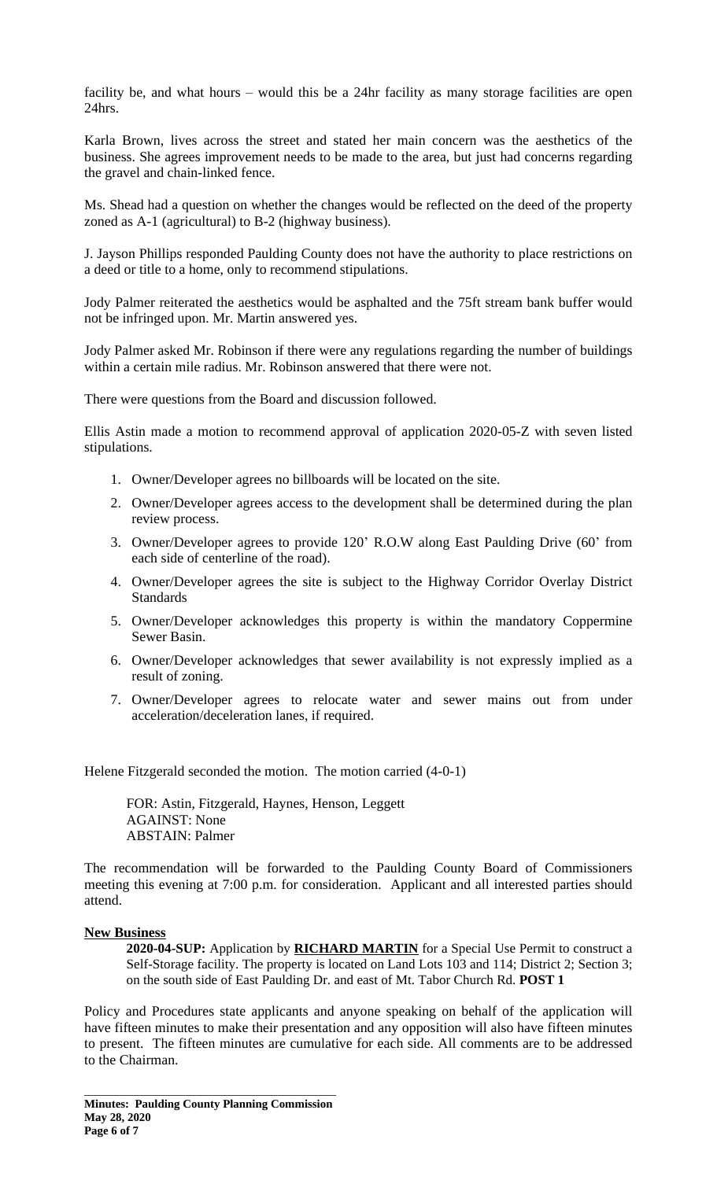facility be, and what hours – would this be a 24hr facility as many storage facilities are open 24hrs.

Karla Brown, lives across the street and stated her main concern was the aesthetics of the business. She agrees improvement needs to be made to the area, but just had concerns regarding the gravel and chain-linked fence.

Ms. Shead had a question on whether the changes would be reflected on the deed of the property zoned as A-1 (agricultural) to B-2 (highway business).

J. Jayson Phillips responded Paulding County does not have the authority to place restrictions on a deed or title to a home, only to recommend stipulations.

Jody Palmer reiterated the aesthetics would be asphalted and the 75ft stream bank buffer would not be infringed upon. Mr. Martin answered yes.

Jody Palmer asked Mr. Robinson if there were any regulations regarding the number of buildings within a certain mile radius. Mr. Robinson answered that there were not.

There were questions from the Board and discussion followed.

Ellis Astin made a motion to recommend approval of application 2020-05-Z with seven listed stipulations.

1. Owner/Developer agrees no billboards will be located on the site.
2. Owner/Developer agrees access to the development shall be determined during the plan review process.
3. Owner/Developer agrees to provide 120' R.O.W along East Paulding Drive (60' from each side of centerline of the road).
4. Owner/Developer agrees the site is subject to the Highway Corridor Overlay District Standards
5. Owner/Developer acknowledges this property is within the mandatory Coppermine Sewer Basin.
6. Owner/Developer acknowledges that sewer availability is not expressly implied as a result of zoning.
7. Owner/Developer agrees to relocate water and sewer mains out from under acceleration/deceleration lanes, if required.

Helene Fitzgerald seconded the motion. The motion carried (4-0-1)

FOR: Astin, Fitzgerald, Haynes, Henson, Leggett
AGAINST: None
ABSTAIN: Palmer

The recommendation will be forwarded to the Paulding County Board of Commissioners meeting this evening at 7:00 p.m. for consideration. Applicant and all interested parties should attend.

**New Business**

**2020-04-SUP:** Application by **RICHARD MARTIN** for a Special Use Permit to construct a Self-Storage facility. The property is located on Land Lots 103 and 114; District 2; Section 3; on the south side of East Paulding Dr. and east of Mt. Tabor Church Rd. **POST 1**

Policy and Procedures state applicants and anyone speaking on behalf of the application will have fifteen minutes to make their presentation and any opposition will also have fifteen minutes to present. The fifteen minutes are cumulative for each side. All comments are to be addressed to the Chairman.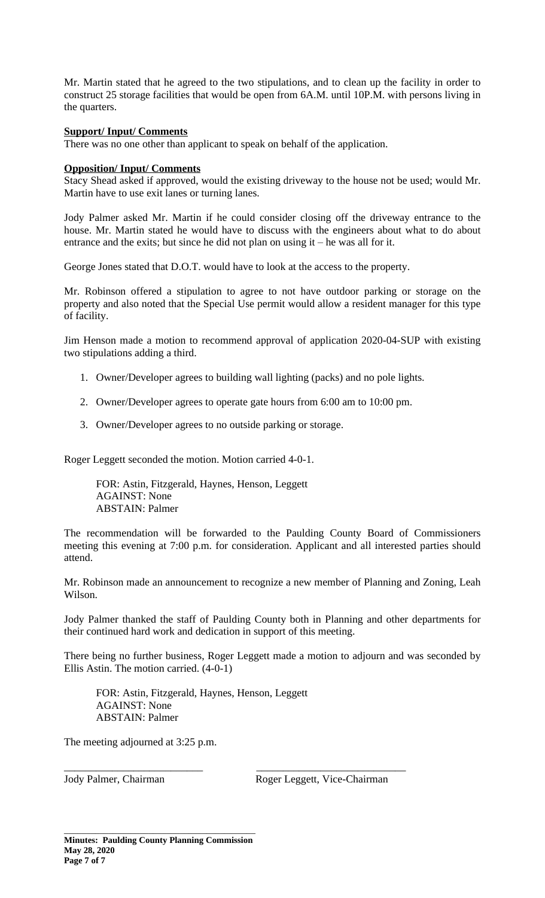Mr. Martin stated that he agreed to the two stipulations, and to clean up the facility in order to construct 25 storage facilities that would be open from 6A.M. until 10P.M. with persons living in the quarters.

**Support/ Input/ Comments**

There was no one other than applicant to speak on behalf of the application.

**Opposition/ Input/ Comments**

Stacy Shead asked if approved, would the existing driveway to the house not be used; would Mr. Martin have to use exit lanes or turning lanes.

Jody Palmer asked Mr. Martin if he could consider closing off the driveway entrance to the house. Mr. Martin stated he would have to discuss with the engineers about what to do about entrance and the exits; but since he did not plan on using it – he was all for it.

George Jones stated that D.O.T. would have to look at the access to the property.

Mr. Robinson offered a stipulation to agree to not have outdoor parking or storage on the property and also noted that the Special Use permit would allow a resident manager for this type of facility.

Jim Henson made a motion to recommend approval of application 2020-04-SUP with existing two stipulations adding a third.

1. Owner/Developer agrees to building wall lighting (packs) and no pole lights.
2. Owner/Developer agrees to operate gate hours from 6:00 am to 10:00 pm.
3. Owner/Developer agrees to no outside parking or storage.

Roger Leggett seconded the motion. Motion carried 4-0-1.

FOR: Astin, Fitzgerald, Haynes, Henson, Leggett
AGAINST: None
ABSTAIN: Palmer

The recommendation will be forwarded to the Paulding County Board of Commissioners meeting this evening at 7:00 p.m. for consideration. Applicant and all interested parties should attend.

Mr. Robinson made an announcement to recognize a new member of Planning and Zoning, Leah Wilson.

Jody Palmer thanked the staff of Paulding County both in Planning and other departments for their continued hard work and dedication in support of this meeting.

There being no further business, Roger Leggett made a motion to adjourn and was seconded by Ellis Astin. The motion carried. (4-0-1)

FOR: Astin, Fitzgerald, Haynes, Henson, Leggett
AGAINST: None
ABSTAIN: Palmer

The meeting adjourned at 3:25 p.m.

\_\_\_\_\_\_\_\_\_\_\_\_\_\_\_\_\_\_\_\_\_\_\_\_\_\_\_ \_\_\_\_\_\_\_\_\_\_\_\_\_\_\_\_\_\_\_\_\_\_\_\_\_\_\_\_\_

Jody Palmer, Chairman Roger Leggett, Vice-Chairman

**Minutes: Paulding County Planning Commission**
**May 28, 2020**